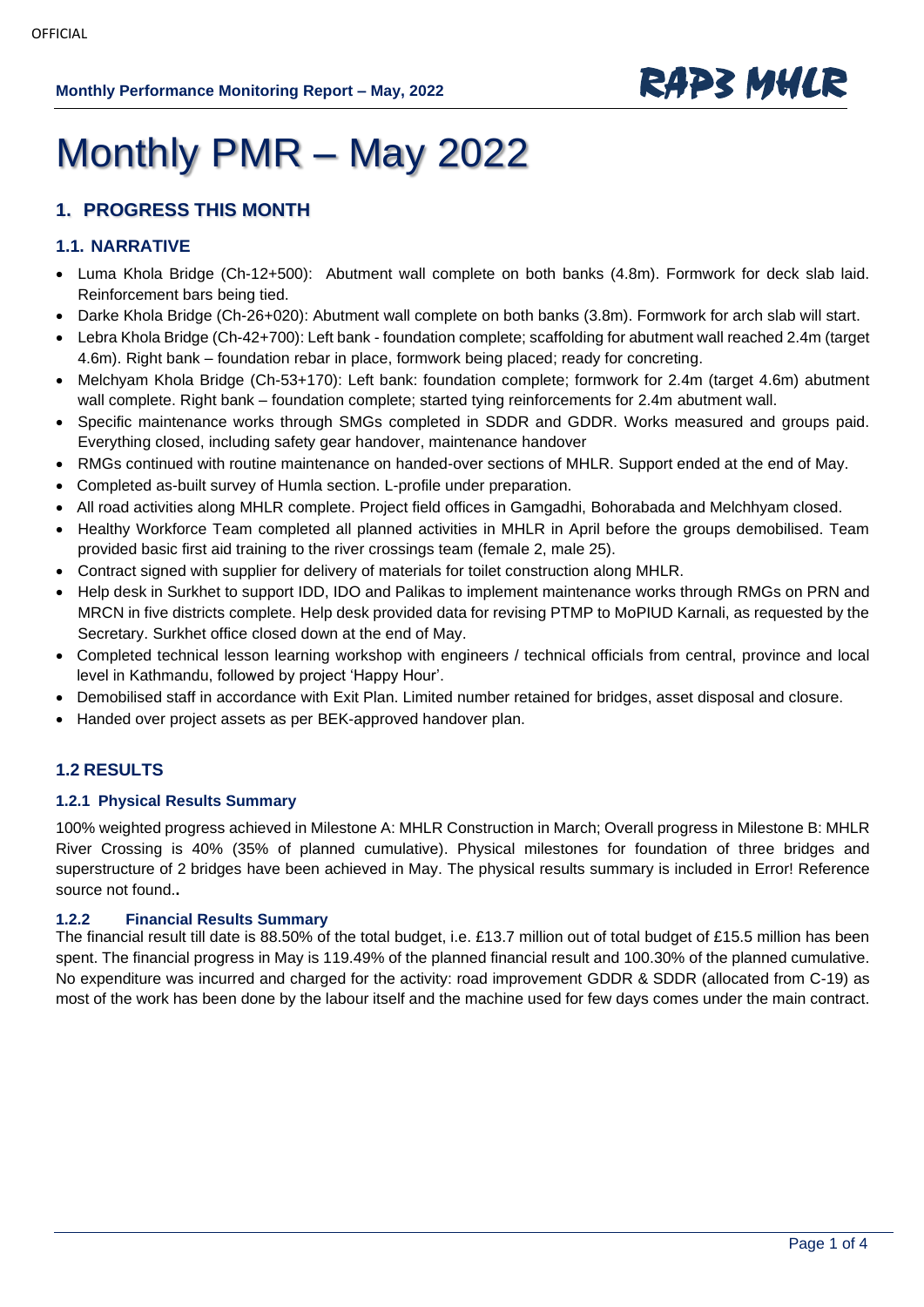# Monthly PMR – May 2022

## 1. PROGRESS THIS MONTH

### 1.1. NARRATIVE

- Luma Khola Bridge (Ch-12+500): Abutment wall complete on both banks (4.8m). Formwork for deck slab laid. Reinforcement bars being tied.
- Darke Khola Bridge (Ch-26+020): Abutment wall complete on both banks (3.8m). Formwork for arch slab will start.
- Lebra Khola Bridge (Ch-42+700): Left bank - foundation complete; scaffolding for abutment wall reached 2.4m (target 4.6m). Right bank – foundation rebar in place, formwork being placed; ready for concreting.
- Melchyam Khola Bridge (Ch-53+170): Left bank: foundation complete; formwork for 2.4m (target 4.6m) abutment wall complete. Right bank – foundation complete; started tying reinforcements for 2.4m abutment wall.
- Specific maintenance works through SMGs completed in SDDR and GDDR. Works measured and groups paid. Everything closed, including safety gear handover, maintenance handover
- RMGs continued with routine maintenance on handed-over sections of MHLR. Support ended at the end of May.
- Completed as-built survey of Humla section. L-profile under preparation.
- All road activities along MHLR complete. Project field offices in Gamgadhi, Bohorabada and Melchhyam closed.
- Healthy Workforce Team completed all planned activities in MHLR in April before the groups demobilised. Team provided basic first aid training to the river crossings team (female 2, male 25).
- Contract signed with supplier for delivery of materials for toilet construction along MHLR.
- Help desk in Surkhet to support IDD, IDO and Palikas to implement maintenance works through RMGs on PRN and MRCN in five districts complete. Help desk provided data for revising PTMP to MoPIUD Karnali, as requested by the Secretary. Surkhet office closed down at the end of May.
- Completed technical lesson learning workshop with engineers / technical officials from central, province and local level in Kathmandu, followed by project 'Happy Hour'.
- Demobilised staff in accordance with Exit Plan. Limited number retained for bridges, asset disposal and closure.
- Handed over project assets as per BEK-approved handover plan.

### 1.2 RESULTS

#### 1.2.1 Physical Results Summary

100% weighted progress achieved in Milestone A: MHLR Construction in March; Overall progress in Milestone B: MHLR River Crossing is 40% (35% of planned cumulative). Physical milestones for foundation of three bridges and superstructure of 2 bridges have been achieved in May. The physical results summary is included in Error! Reference source not found..

#### 1.2.2 Financial Results Summary

The financial result till date is 88.50% of the total budget, i.e. £13.7 million out of total budget of £15.5 million has been spent. The financial progress in May is 119.49% of the planned financial result and 100.30% of the planned cumulative. No expenditure was incurred and charged for the activity: road improvement GDDR & SDDR (allocated from C-19) as most of the work has been done by the labour itself and the machine used for few days comes under the main contract.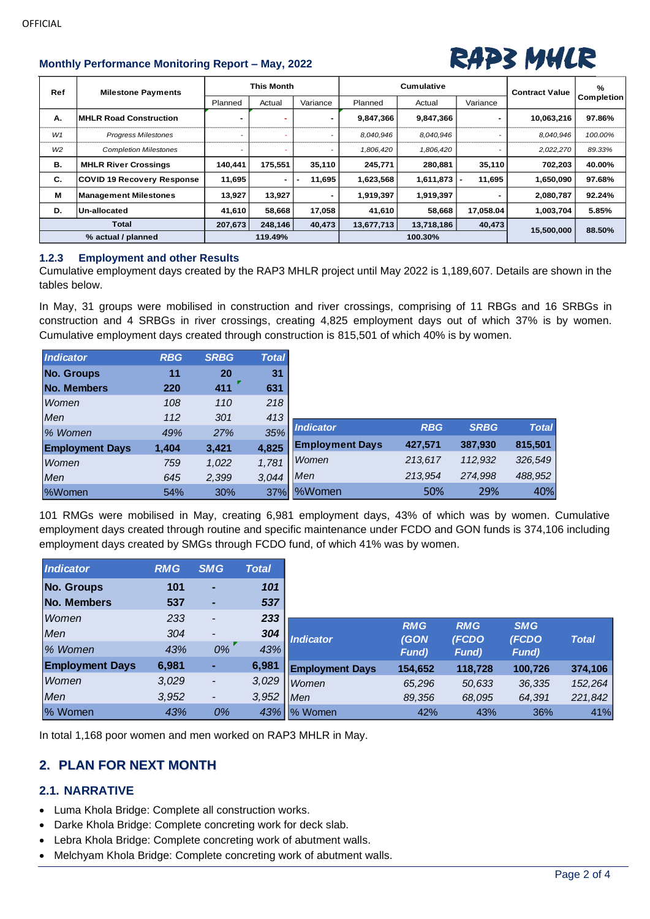OFFICIAL

**Monthly Performance Monitoring Report – May, 2022**

**RAP3 MHLR**

| Ref | Milestone Payments | This Month | | | Cumulative | | | Contract Value | % Completion |
|---|---|---|---|---|---|---|---|---|---|
| | | Planned | Actual | Variance | Planned | Actual | Variance | | |
| **A.** | **MHLR Road Construction** | **-** | **-** | **-** | **9,847,366** | **9,847,366** | **-** | **10,063,216** | **97.86%** |
| *W1* | *Progress Milestones* | - | - | - | *8,040,946* | *8,040,946* | - | *8,040,946* | *100.00%* |
| *W2* | *Completion Milestones* | - | - | - | *1,806,420* | *1,806,420* | - | *2,022,270* | *89.33%* |
| **B.** | **MHLR River Crossings** | **140,441** | **175,551** | **35,110** | **245,771** | **280,881** | **35,110** | **702,203** | **40.00%** |
| **C.** | **COVID 19 Recovery Response** | **11,695** | **-** | **- 11,695** | **1,623,568** | **1,611,873** | **- 11,695** | **1,650,090** | **97.68%** |
| **M** | **Management Milestones** | **13,927** | **13,927** | **-** | **1,919,397** | **1,919,397** | **-** | **2,080,787** | **92.24%** |
| **D.** | **Un-allocated** | **41,610** | **58,668** | **17,058** | **41,610** | **58,668** | **17,058.04** | **1,003,704** | **5.85%** |
| **Total** | | **207,673** | **248,146** | **40,473** | **13,677,713** | **13,718,186** | **40,473** | **15,500,000** | **88.50%** |
| **% actual / planned** | | | **119.49%** | | | **100.30%** | | | |

### 1.2.3 Employment and other Results

Cumulative employment days created by the RAP3 MHLR project until May 2022 is 1,189,607. Details are shown in the tables below.

In May, 31 groups were mobilised in construction and river crossings, comprising of 11 RBGs and 16 SRBGs in construction and 4 SRBGs in river crossings, creating 4,825 employment days out of which 37% is by women. Cumulative employment days created through construction is 815,501 of which 40% is by women.

| *Indicator* | *RBG* | *SRBG* | *Total* |
|---|---|---|---|
| **No. Groups** | **11** | **20** | **31** |
| **No. Members** | **220** | **411** | **631** |
| *Women* | *108* | *110* | *218* |
| *Men* | *112* | *301* | *413* |
| *% Women* | *49%* | *27%* | *35%* |
| **Employment Days** | **1,404** | **3,421** | **4,825** |
| *Women* | *759* | *1,022* | *1,781* |
| *Men* | *645* | *2,399* | *3,044* |
| %Women | 54% | 30% | 37% |

| *Indicator* | *RBG* | *SRBG* | *Total* |
|---|---|---|---|
| **Employment Days** | **427,571** | **387,930** | **815,501** |
| *Women* | *213,617* | *112,932* | *326,549* |
| *Men* | *213,954* | *274,998* | *488,952* |
| %Women | 50% | 29% | 40% |

101 RMGs were mobilised in May, creating 6,981 employment days, 43% of which was by women. Cumulative employment days created through routine and specific maintenance under FCDO and GON funds is 374,106 including employment days created by SMGs through FCDO fund, of which 41% was by women.

| *Indicator* | *RMG* | *SMG* | *Total* |
|---|---|---|---|
| **No. Groups** | **101** | **-** | ***101*** |
| **No. Members** | **537** | **-** | ***537*** |
| *Women* | *233* | *-* | ***233*** |
| *Men* | *304* | *-* | ***304*** |
| *% Women* | *43%* | *0%* | *43%* |
| **Employment Days** | **6,981** | **-** | **6,981** |
| *Women* | *3,029* | *-* | *3,029* |
| *Men* | *3,952* | *-* | *3,952* |
| % Women | *43%* | *0%* | *43%* |

| *Indicator* | *RMG (GON Fund)* | *RMG (FCDO Fund)* | *SMG (FCDO Fund)* | *Total* |
|---|---|---|---|---|
| **Employment Days** | **154,652** | **118,728** | **100,726** | **374,106** |
| *Women* | *65,296* | *50,633* | *36,335* | *152,264* |
| *Men* | *89,356* | *68,095* | *64,391* | *221,842* |
| % Women | 42% | 43% | 36% | 41% |

In total 1,168 poor women and men worked on RAP3 MHLR in May.

## 2. PLAN FOR NEXT MONTH

### 2.1. NARRATIVE

- Luma Khola Bridge: Complete all construction works.
- Darke Khola Bridge: Complete concreting work for deck slab.
- Lebra Khola Bridge: Complete concreting work of abutment walls.
- Melchyam Khola Bridge: Complete concreting work of abutment walls.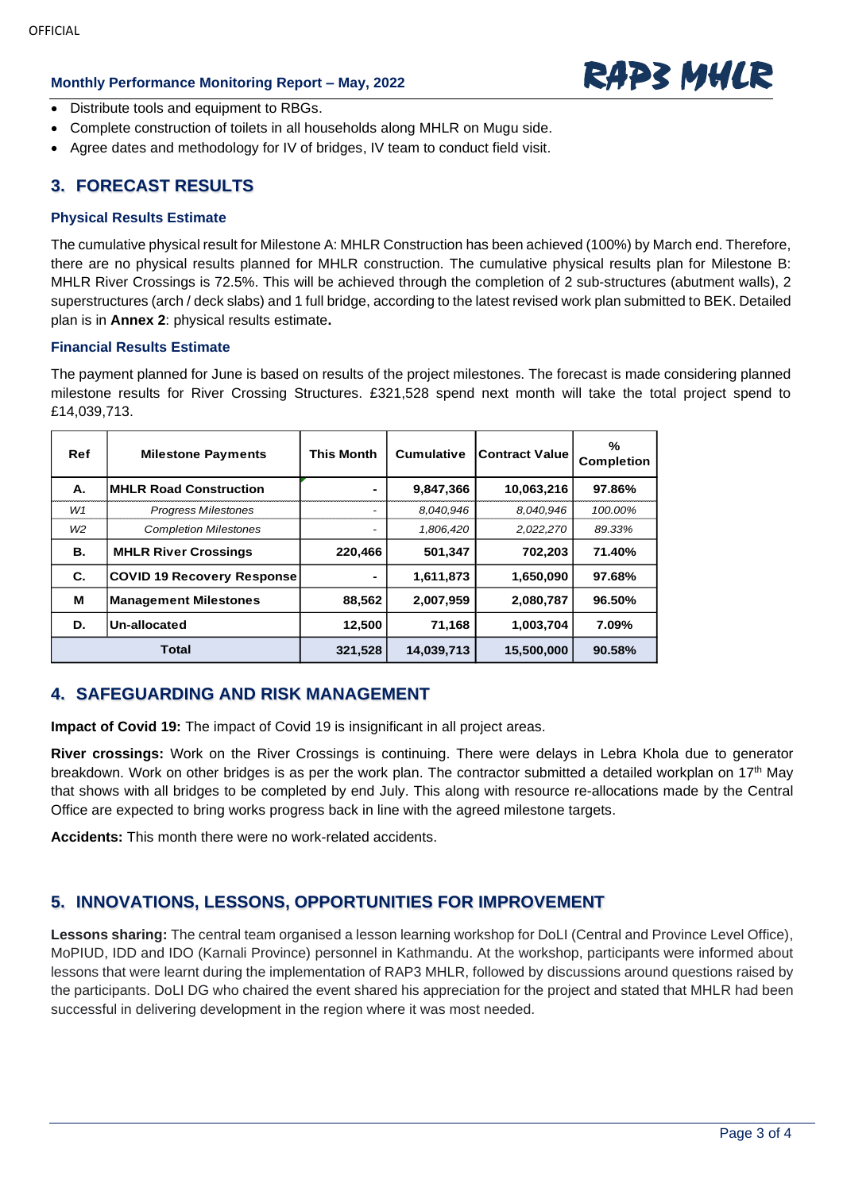- Distribute tools and equipment to RBGs.
- Complete construction of toilets in all households along MHLR on Mugu side.
- Agree dates and methodology for IV of bridges, IV team to conduct field visit.

## 3. FORECAST RESULTS

### Physical Results Estimate

The cumulative physical result for Milestone A: MHLR Construction has been achieved (100%) by March end. Therefore, there are no physical results planned for MHLR construction. The cumulative physical results plan for Milestone B: MHLR River Crossings is 72.5%. This will be achieved through the completion of 2 sub-structures (abutment walls), 2 superstructures (arch / deck slabs) and 1 full bridge, according to the latest revised work plan submitted to BEK. Detailed plan is in **Annex 2**: physical results estimate**.**

### Financial Results Estimate

The payment planned for June is based on results of the project milestones. The forecast is made considering planned milestone results for River Crossing Structures. £321,528 spend next month will take the total project spend to £14,039,713.

| Ref | Milestone Payments | This Month | Cumulative | Contract Value | % Completion |
|---|---|---|---|---|---|
| **A.** | **MHLR Road Construction** | **-** | **9,847,366** | **10,063,216** | **97.86%** |
| *W1* | *Progress Milestones* | - | *8,040,946* | *8,040,946* | *100.00%* |
| *W2* | *Completion Milestones* | - | *1,806,420* | *2,022,270* | *89.33%* |
| **B.** | **MHLR River Crossings** | **220,466** | **501,347** | **702,203** | **71.40%** |
| **C.** | **COVID 19 Recovery Response** | **-** | **1,611,873** | **1,650,090** | **97.68%** |
| **M** | **Management Milestones** | **88,562** | **2,007,959** | **2,080,787** | **96.50%** |
| **D.** | **Un-allocated** | **12,500** | **71,168** | **1,003,704** | **7.09%** |
| **Total** | | **321,528** | **14,039,713** | **15,500,000** | **90.58%** |

## 4. SAFEGUARDING AND RISK MANAGEMENT

**Impact of Covid 19:** The impact of Covid 19 is insignificant in all project areas.

**River crossings:** Work on the River Crossings is continuing. There were delays in Lebra Khola due to generator breakdown. Work on other bridges is as per the work plan. The contractor submitted a detailed workplan on 17th May that shows with all bridges to be completed by end July. This along with resource re-allocations made by the Central Office are expected to bring works progress back in line with the agreed milestone targets.

**Accidents:** This month there were no work-related accidents.

## 5. INNOVATIONS, LESSONS, OPPORTUNITIES FOR IMPROVEMENT

**Lessons sharing:** The central team organised a lesson learning workshop for DoLI (Central and Province Level Office), MoPIUD, IDD and IDO (Karnali Province) personnel in Kathmandu. At the workshop, participants were informed about lessons that were learnt during the implementation of RAP3 MHLR, followed by discussions around questions raised by the participants. DoLI DG who chaired the event shared his appreciation for the project and stated that MHLR had been successful in delivering development in the region where it was most needed.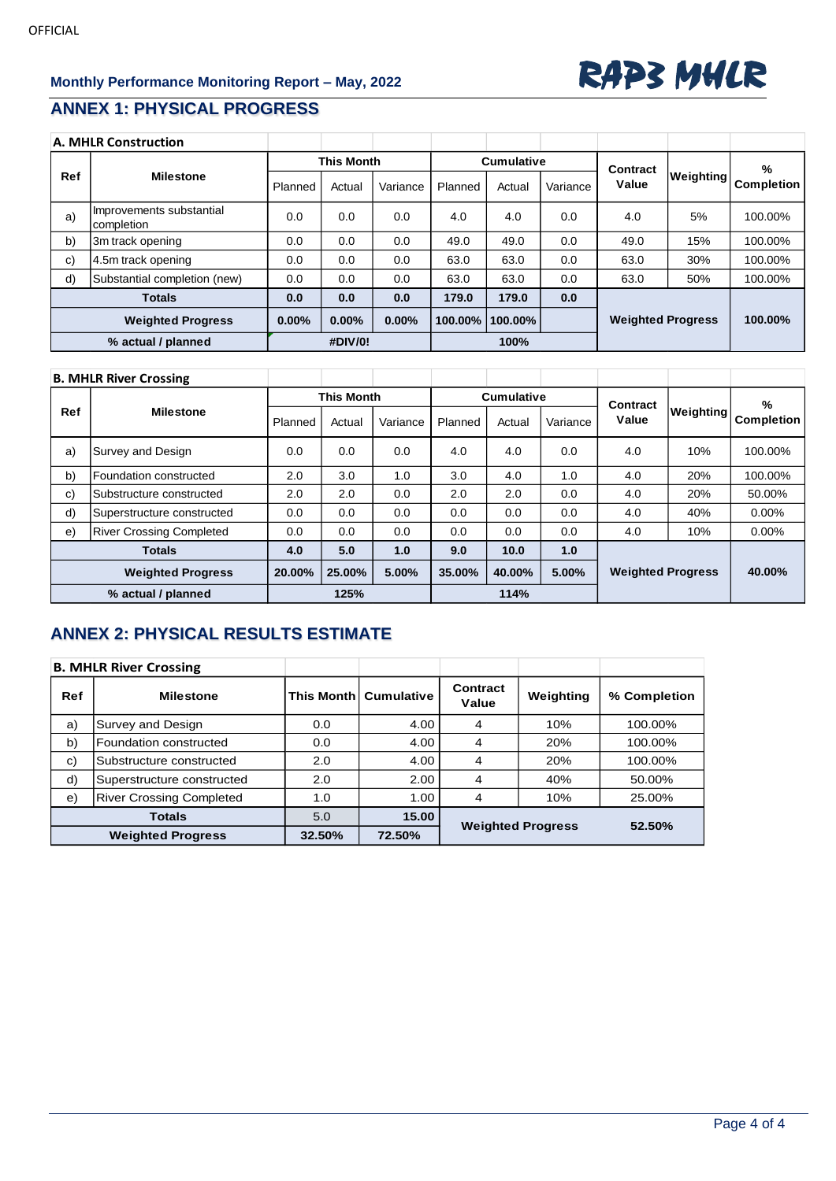OFFICIAL

**Monthly Performance Monitoring Report – May, 2022**

RAP3 MHLR

## ANNEX 1: PHYSICAL PROGRESS

**A. MHLR Construction**

| Ref | Milestone | This Month | | | Cumulative | | | Contract Value | Weighting | % Completion |
|---|---|---|---|---|---|---|---|---|---|---|
| | | Planned | Actual | Variance | Planned | Actual | Variance | | | |
| a) | Improvements substantial completion | 0.0 | 0.0 | 0.0 | 4.0 | 4.0 | 0.0 | 4.0 | 5% | 100.00% |
| b) | 3m track opening | 0.0 | 0.0 | 0.0 | 49.0 | 49.0 | 0.0 | 49.0 | 15% | 100.00% |
| c) | 4.5m track opening | 0.0 | 0.0 | 0.0 | 63.0 | 63.0 | 0.0 | 63.0 | 30% | 100.00% |
| d) | Substantial completion (new) | 0.0 | 0.0 | 0.0 | 63.0 | 63.0 | 0.0 | 63.0 | 50% | 100.00% |
| **Totals** | | **0.0** | **0.0** | **0.0** | **179.0** | **179.0** | **0.0** | **Weighted Progress** | | **100.00%** |
| **Weighted Progress** | | **0.00%** | **0.00%** | **0.00%** | **100.00%** | **100.00%** | | | | |
| **% actual / planned** | | | **#DIV/0!** | | | **100%** | | | | |

**B. MHLR River Crossing**

| Ref | Milestone | This Month | | | Cumulative | | | Contract Value | Weighting | % Completion |
|---|---|---|---|---|---|---|---|---|---|---|
| | | Planned | Actual | Variance | Planned | Actual | Variance | | | |
| a) | Survey and Design | 0.0 | 0.0 | 0.0 | 4.0 | 4.0 | 0.0 | 4.0 | 10% | 100.00% |
| b) | Foundation constructed | 2.0 | 3.0 | 1.0 | 3.0 | 4.0 | 1.0 | 4.0 | 20% | 100.00% |
| c) | Substructure constructed | 2.0 | 2.0 | 0.0 | 2.0 | 2.0 | 0.0 | 4.0 | 20% | 50.00% |
| d) | Superstructure constructed | 0.0 | 0.0 | 0.0 | 0.0 | 0.0 | 0.0 | 4.0 | 40% | 0.00% |
| e) | River Crossing Completed | 0.0 | 0.0 | 0.0 | 0.0 | 0.0 | 0.0 | 4.0 | 10% | 0.00% |
| **Totals** | | **4.0** | **5.0** | **1.0** | **9.0** | **10.0** | **1.0** | **Weighted Progress** | | **40.00%** |
| **Weighted Progress** | | **20.00%** | **25.00%** | **5.00%** | **35.00%** | **40.00%** | **5.00%** | | | |
| **% actual / planned** | | | **125%** | | | **114%** | | | | |

## ANNEX 2: PHYSICAL RESULTS ESTIMATE

**B. MHLR River Crossing**

| Ref | Milestone | This Month | Cumulative | Contract Value | Weighting | % Completion |
|---|---|---|---|---|---|---|
| a) | Survey and Design | 0.0 | 4.00 | 4 | 10% | 100.00% |
| b) | Foundation constructed | 0.0 | 4.00 | 4 | 20% | 100.00% |
| c) | Substructure constructed | 2.0 | 4.00 | 4 | 20% | 100.00% |
| d) | Superstructure constructed | 2.0 | 2.00 | 4 | 40% | 50.00% |
| e) | River Crossing Completed | 1.0 | 1.00 | 4 | 10% | 25.00% |
| **Totals** | | 5.0 | **15.00** | **Weighted Progress** | | **52.50%** |
| **Weighted Progress** | | **32.50%** | **72.50%** | | | |